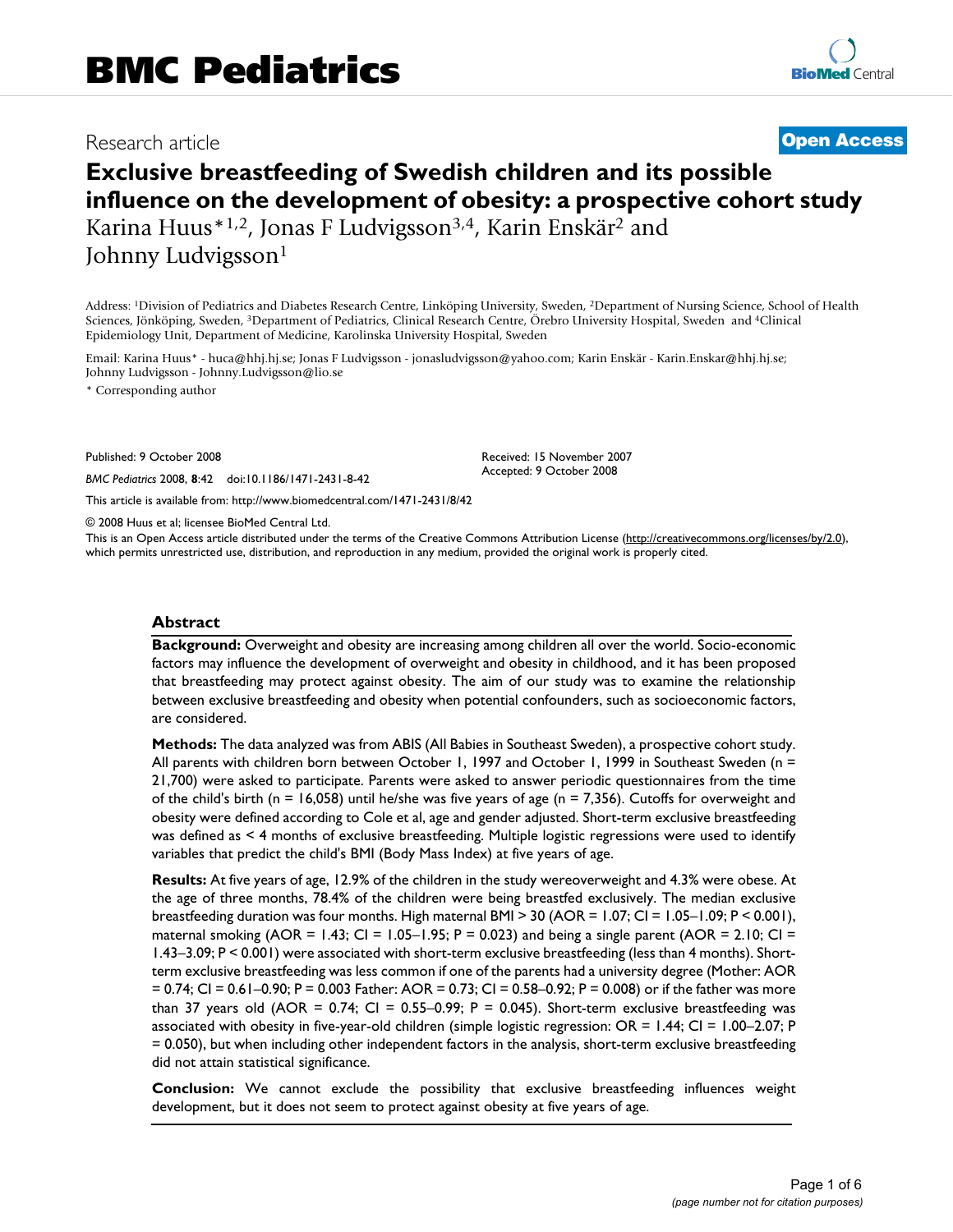# BMC Pediatrics

Research article

**Open Access**

# Exclusive breastfeeding of Swedish children and its possible influence on the development of obesity: a prospective cohort study

Karina Huus*[1,2], Jonas F Ludvigsson[3,4], Karin Enskär[2] and Johnny Ludvigsson[1]

Address: [1]Division of Pediatrics and Diabetes Research Centre, Linköping University, Sweden, [2]Department of Nursing Science, School of Health Sciences, Jönköping, Sweden, [3]Department of Pediatrics, Clinical Research Centre, Örebro University Hospital, Sweden and [4]Clinical Epidemiology Unit, Department of Medicine, Karolinska University Hospital, Sweden

Email: Karina Huus* - huca@hhj.hj.se; Jonas F Ludvigsson - jonasludvigsson@yahoo.com; Karin Enskär - Karin.Enskar@hhj.hj.se; Johnny Ludvigsson - Johnny.Ludvigsson@lio.se

* Corresponding author

Published: 9 October 2008

*BMC Pediatrics* 2008, **8**:42 doi:10.1186/1471-2431-8-42

Received: 15 November 2007
Accepted: 9 October 2008

This article is available from: http://www.biomedcentral.com/1471-2431/8/42

© 2008 Huus et al; licensee BioMed Central Ltd.

This is an Open Access article distributed under the terms of the Creative Commons Attribution License (http://creativecommons.org/licenses/by/2.0), which permits unrestricted use, distribution, and reproduction in any medium, provided the original work is properly cited.

## Abstract

**Background:** Overweight and obesity are increasing among children all over the world. Socio-economic factors may influence the development of overweight and obesity in childhood, and it has been proposed that breastfeeding may protect against obesity. The aim of our study was to examine the relationship between exclusive breastfeeding and obesity when potential confounders, such as socioeconomic factors, are considered.

**Methods:** The data analyzed was from ABIS (All Babies in Southeast Sweden), a prospective cohort study. All parents with children born between October 1, 1997 and October 1, 1999 in Southeast Sweden (n = 21,700) were asked to participate. Parents were asked to answer periodic questionnaires from the time of the child's birth (n = 16,058) until he/she was five years of age (n = 7,356). Cutoffs for overweight and obesity were defined according to Cole et al, age and gender adjusted. Short-term exclusive breastfeeding was defined as < 4 months of exclusive breastfeeding. Multiple logistic regressions were used to identify variables that predict the child's BMI (Body Mass Index) at five years of age.

**Results:** At five years of age, 12.9% of the children in the study wereoverweight and 4.3% were obese. At the age of three months, 78.4% of the children were being breastfed exclusively. The median exclusive breastfeeding duration was four months. High maternal BMI > 30 (AOR = 1.07; CI = 1.05–1.09; P < 0.001), maternal smoking (AOR = 1.43; CI = 1.05–1.95; P = 0.023) and being a single parent (AOR = 2.10; CI = 1.43–3.09; P < 0.001) were associated with short-term exclusive breastfeeding (less than 4 months). Short-term exclusive breastfeeding was less common if one of the parents had a university degree (Mother: AOR = 0.74; CI = 0.61–0.90; P = 0.003 Father: AOR = 0.73; CI = 0.58–0.92; P = 0.008) or if the father was more than 37 years old (AOR = 0.74; CI = 0.55–0.99; P = 0.045). Short-term exclusive breastfeeding was associated with obesity in five-year-old children (simple logistic regression: OR = 1.44; CI = 1.00–2.07; P = 0.050), but when including other independent factors in the analysis, short-term exclusive breastfeeding did not attain statistical significance.

**Conclusion:** We cannot exclude the possibility that exclusive breastfeeding influences weight development, but it does not seem to protect against obesity at five years of age.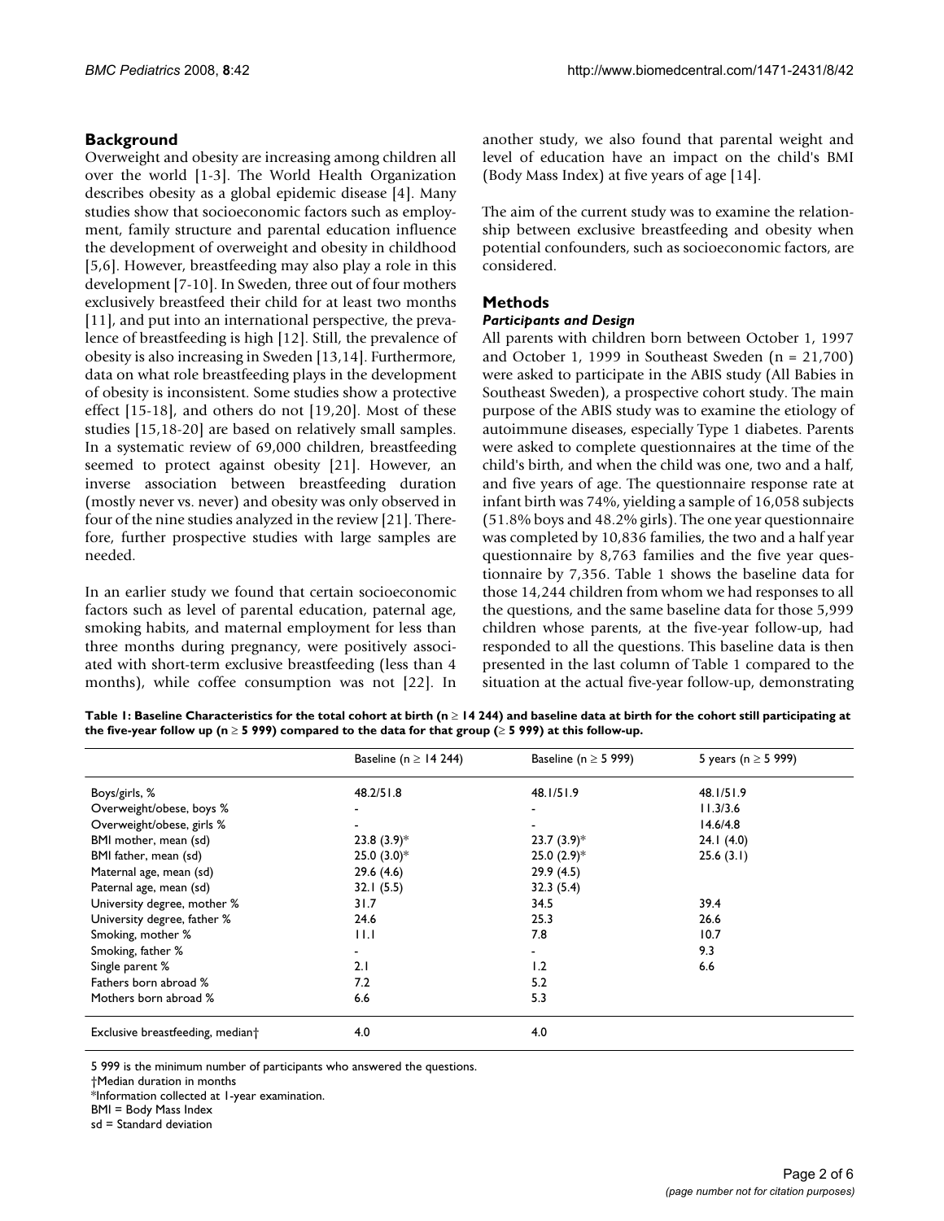## Background

Overweight and obesity are increasing among children all over the world [1-3]. The World Health Organization describes obesity as a global epidemic disease [4]. Many studies show that socioeconomic factors such as employment, family structure and parental education influence the development of overweight and obesity in childhood [5,6]. However, breastfeeding may also play a role in this development [7-10]. In Sweden, three out of four mothers exclusively breastfeed their child for at least two months [11], and put into an international perspective, the prevalence of breastfeeding is high [12]. Still, the prevalence of obesity is also increasing in Sweden [13,14]. Furthermore, data on what role breastfeeding plays in the development of obesity is inconsistent. Some studies show a protective effect [15-18], and others do not [19,20]. Most of these studies [15,18-20] are based on relatively small samples. In a systematic review of 69,000 children, breastfeeding seemed to protect against obesity [21]. However, an inverse association between breastfeeding duration (mostly never vs. never) and obesity was only observed in four of the nine studies analyzed in the review [21]. Therefore, further prospective studies with large samples are needed.

In an earlier study we found that certain socioeconomic factors such as level of parental education, paternal age, smoking habits, and maternal employment for less than three months during pregnancy, were positively associated with short-term exclusive breastfeeding (less than 4 months), while coffee consumption was not [22]. In another study, we also found that parental weight and level of education have an impact on the child's BMI (Body Mass Index) at five years of age [14].

The aim of the current study was to examine the relationship between exclusive breastfeeding and obesity when potential confounders, such as socioeconomic factors, are considered.

## Methods

### *Participants and Design*

All parents with children born between October 1, 1997 and October 1, 1999 in Southeast Sweden (n = 21,700) were asked to participate in the ABIS study (All Babies in Southeast Sweden), a prospective cohort study. The main purpose of the ABIS study was to examine the etiology of autoimmune diseases, especially Type 1 diabetes. Parents were asked to complete questionnaires at the time of the child's birth, and when the child was one, two and a half, and five years of age. The questionnaire response rate at infant birth was 74%, yielding a sample of 16,058 subjects (51.8% boys and 48.2% girls). The one year questionnaire was completed by 10,836 families, the two and a half year questionnaire by 8,763 families and the five year questionnaire by 7,356. Table 1 shows the baseline data for those 14,244 children from whom we had responses to all the questions, and the same baseline data for those 5,999 children whose parents, at the five-year follow-up, had responded to all the questions. This baseline data is then presented in the last column of Table 1 compared to the situation at the actual five-year follow-up, demonstrating

**Table 1: Baseline Characteristics for the total cohort at birth (n ≥ 14 244) and baseline data at birth for the cohort still participating at the five-year follow up (n ≥ 5 999) compared to the data for that group (≥ 5 999) at this follow-up.**

| | Baseline (n ≥ 14 244) | Baseline (n ≥ 5 999) | 5 years (n ≥ 5 999) |
|---|---|---|---|
| Boys/girls, % | 48.2/51.8 | 48.1/51.9 | 48.1/51.9 |
| Overweight/obese, boys % | - | - | 11.3/3.6 |
| Overweight/obese, girls % | - | - | 14.6/4.8 |
| BMI mother, mean (sd) | 23.8 (3.9)* | 23.7 (3.9)* | 24.1 (4.0) |
| BMI father, mean (sd) | 25.0 (3.0)* | 25.0 (2.9)* | 25.6 (3.1) |
| Maternal age, mean (sd) | 29.6 (4.6) | 29.9 (4.5) | |
| Paternal age, mean (sd) | 32.1 (5.5) | 32.3 (5.4) | |
| University degree, mother % | 31.7 | 34.5 | 39.4 |
| University degree, father % | 24.6 | 25.3 | 26.6 |
| Smoking, mother % | 11.1 | 7.8 | 10.7 |
| Smoking, father % | - | - | 9.3 |
| Single parent % | 2.1 | 1.2 | 6.6 |
| Fathers born abroad % | 7.2 | 5.2 | |
| Mothers born abroad % | 6.6 | 5.3 | |
| Exclusive breastfeeding, median† | 4.0 | 4.0 | |

5 999 is the minimum number of participants who answered the questions.
†Median duration in months
*Information collected at 1-year examination.
BMI = Body Mass Index
sd = Standard deviation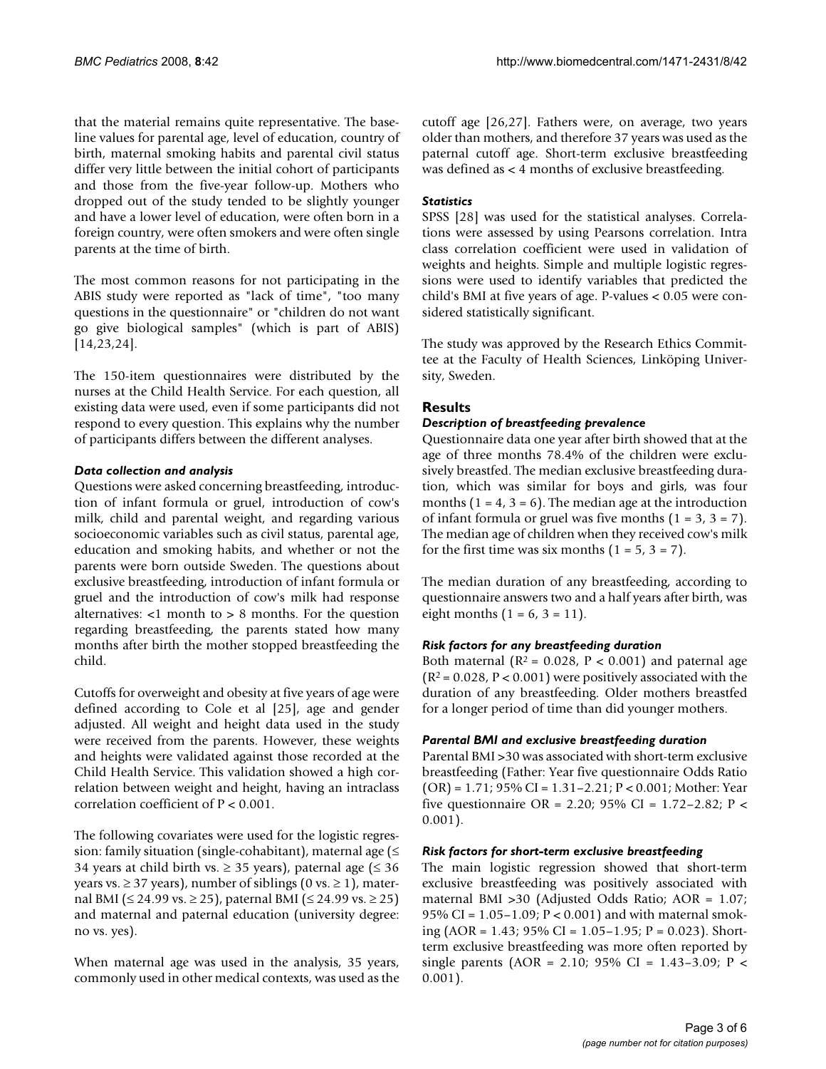that the material remains quite representative. The baseline values for parental age, level of education, country of birth, maternal smoking habits and parental civil status differ very little between the initial cohort of participants and those from the five-year follow-up. Mothers who dropped out of the study tended to be slightly younger and have a lower level of education, were often born in a foreign country, were often smokers and were often single parents at the time of birth.

The most common reasons for not participating in the ABIS study were reported as "lack of time", "too many questions in the questionnaire" or "children do not want go give biological samples" (which is part of ABIS) [14,23,24].

The 150-item questionnaires were distributed by the nurses at the Child Health Service. For each question, all existing data were used, even if some participants did not respond to every question. This explains why the number of participants differs between the different analyses.

### *Data collection and analysis*

Questions were asked concerning breastfeeding, introduction of infant formula or gruel, introduction of cow's milk, child and parental weight, and regarding various socioeconomic variables such as civil status, parental age, education and smoking habits, and whether or not the parents were born outside Sweden. The questions about exclusive breastfeeding, introduction of infant formula or gruel and the introduction of cow's milk had response alternatives: <1 month to > 8 months. For the question regarding breastfeeding, the parents stated how many months after birth the mother stopped breastfeeding the child.

Cutoffs for overweight and obesity at five years of age were defined according to Cole et al [25], age and gender adjusted. All weight and height data used in the study were received from the parents. However, these weights and heights were validated against those recorded at the Child Health Service. This validation showed a high correlation between weight and height, having an intraclass correlation coefficient of $P < 0.001$.

The following covariates were used for the logistic regression: family situation (single-cohabitant), maternal age (≤ 34 years at child birth vs. ≥ 35 years), paternal age (≤ 36 years vs. ≥ 37 years), number of siblings (0 vs. ≥ 1), maternal BMI (≤ 24.99 vs. ≥ 25), paternal BMI (≤ 24.99 vs. ≥ 25) and maternal and paternal education (university degree: no vs. yes).

When maternal age was used in the analysis, 35 years, commonly used in other medical contexts, was used as the cutoff age [26,27]. Fathers were, on average, two years older than mothers, and therefore 37 years was used as the paternal cutoff age. Short-term exclusive breastfeeding was defined as < 4 months of exclusive breastfeeding.

### *Statistics*

SPSS [28] was used for the statistical analyses. Correlations were assessed by using Pearsons correlation. Intra class correlation coefficient were used in validation of weights and heights. Simple and multiple logistic regressions were used to identify variables that predicted the child's BMI at five years of age. P-values < 0.05 were considered statistically significant.

The study was approved by the Research Ethics Committee at the Faculty of Health Sciences, Linköping University, Sweden.

## Results

### *Description of breastfeeding prevalence*

Questionnaire data one year after birth showed that at the age of three months 78.4% of the children were exclusively breastfed. The median exclusive breastfeeding duration, which was similar for boys and girls, was four months (1 = 4, 3 = 6). The median age at the introduction of infant formula or gruel was five months (1 = 3, 3 = 7). The median age of children when they received cow's milk for the first time was six months (1 = 5, 3 = 7).

The median duration of any breastfeeding, according to questionnaire answers two and a half years after birth, was eight months (1 = 6, 3 = 11).

### *Risk factors for any breastfeeding duration*

Both maternal ($R^2 = 0.028$, $P < 0.001$) and paternal age ($R^2 = 0.028$, $P < 0.001$) were positively associated with the duration of any breastfeeding. Older mothers breastfed for a longer period of time than did younger mothers.

### *Parental BMI and exclusive breastfeeding duration*

Parental BMI >30 was associated with short-term exclusive breastfeeding (Father: Year five questionnaire Odds Ratio (OR) = 1.71; 95% CI = 1.31–2.21; P < 0.001; Mother: Year five questionnaire OR = 2.20; 95% CI = 1.72–2.82; P < 0.001).

### *Risk factors for short-term exclusive breastfeeding*

The main logistic regression showed that short-term exclusive breastfeeding was positively associated with maternal BMI >30 (Adjusted Odds Ratio; AOR = 1.07; 95% CI = 1.05–1.09; P < 0.001) and with maternal smoking (AOR = 1.43; 95% CI = 1.05–1.95; P = 0.023). Short-term exclusive breastfeeding was more often reported by single parents (AOR = 2.10; 95% CI = 1.43–3.09; P < 0.001).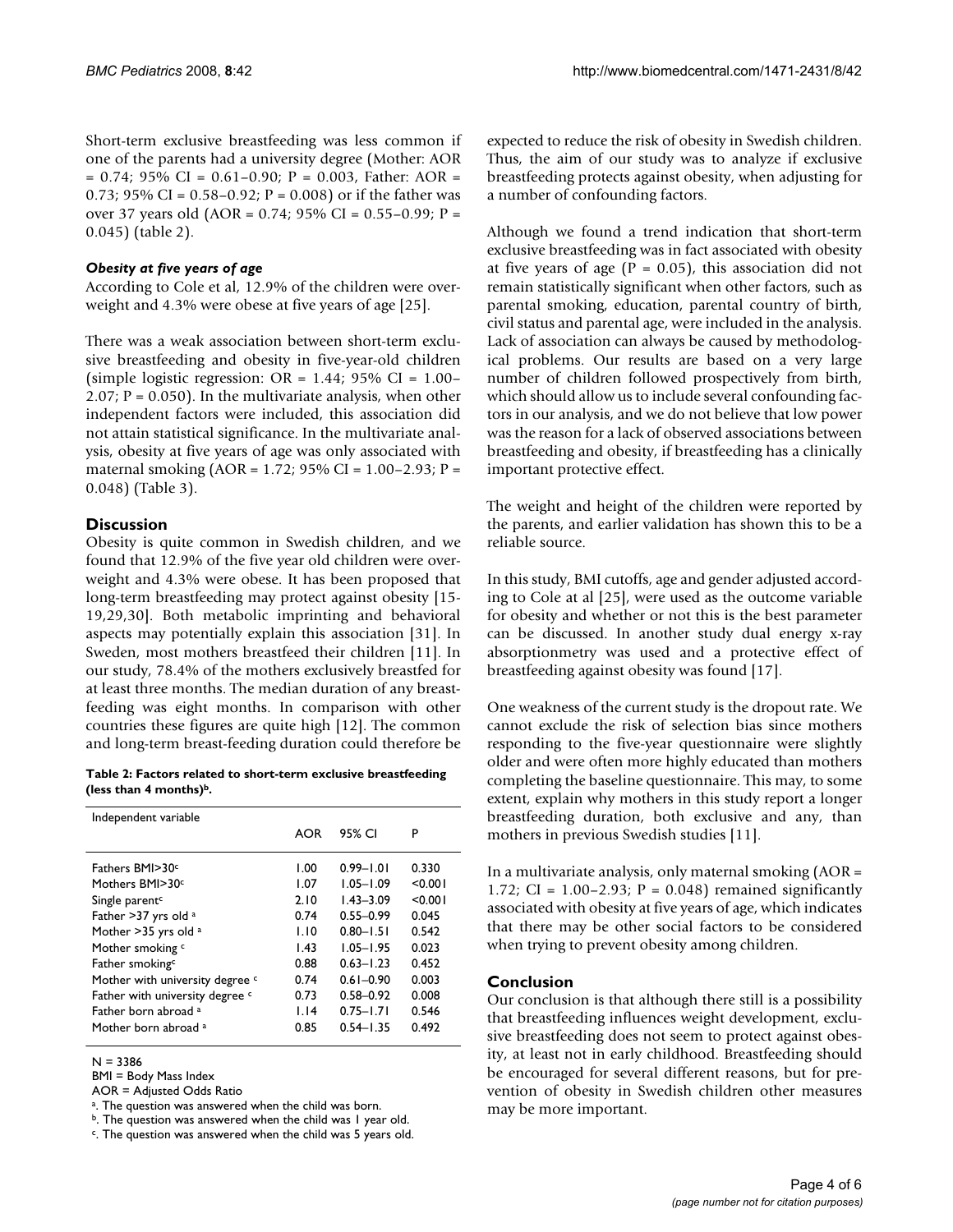Short-term exclusive breastfeeding was less common if one of the parents had a university degree (Mother: AOR = 0.74; 95% CI = 0.61–0.90; P = 0.003, Father: AOR = 0.73; 95% CI = 0.58–0.92; P = 0.008) or if the father was over 37 years old (AOR = 0.74; 95% CI = 0.55–0.99; P = 0.045) (table 2).

### *Obesity at five years of age*

According to Cole et al, 12.9% of the children were overweight and 4.3% were obese at five years of age [25].

There was a weak association between short-term exclusive breastfeeding and obesity in five-year-old children (simple logistic regression: OR = 1.44; 95% CI = 1.00–2.07; P = 0.050). In the multivariate analysis, when other independent factors were included, this association did not attain statistical significance. In the multivariate analysis, obesity at five years of age was only associated with maternal smoking (AOR = 1.72; 95% CI = 1.00–2.93; P = 0.048) (Table 3).

## Discussion

Obesity is quite common in Swedish children, and we found that 12.9% of the five year old children were overweight and 4.3% were obese. It has been proposed that long-term breastfeeding may protect against obesity [15-19,29,30]. Both metabolic imprinting and behavioral aspects may potentially explain this association [31]. In Sweden, most mothers breastfeed their children [11]. In our study, 78.4% of the mothers exclusively breastfed for at least three months. The median duration of any breastfeeding was eight months. In comparison with other countries these figures are quite high [12]. The common and long-term breast-feeding duration could therefore be expected to reduce the risk of obesity in Swedish children. Thus, the aim of our study was to analyze if exclusive breastfeeding protects against obesity, when adjusting for a number of confounding factors.

**Table 2: Factors related to short-term exclusive breastfeeding (less than 4 months)[b].**

| Independent variable | AOR | 95% CI | P |
|---|---|---|---|
| Fathers BMI>30[c] | 1.00 | 0.99–1.01 | 0.330 |
| Mothers BMI>30[c] | 1.07 | 1.05–1.09 | <0.001 |
| Single parent[c] | 2.10 | 1.43–3.09 | <0.001 |
| Father >37 yrs old [a] | 0.74 | 0.55–0.99 | 0.045 |
| Mother >35 yrs old [a] | 1.10 | 0.80–1.51 | 0.542 |
| Mother smoking [c] | 1.43 | 1.05–1.95 | 0.023 |
| Father smoking[c] | 0.88 | 0.63–1.23 | 0.452 |
| Mother with university degree [c] | 0.74 | 0.61–0.90 | 0.003 |
| Father with university degree [c] | 0.73 | 0.58–0.92 | 0.008 |
| Father born abroad [a] | 1.14 | 0.75–1.71 | 0.546 |
| Mother born abroad [a] | 0.85 | 0.54–1.35 | 0.492 |

N = 3386

BMI = Body Mass Index

AOR = Adjusted Odds Ratio

[a]. The question was answered when the child was born.

[b]. The question was answered when the child was 1 year old.

[c]. The question was answered when the child was 5 years old.

Although we found a trend indication that short-term exclusive breastfeeding was in fact associated with obesity at five years of age (P = 0.05), this association did not remain statistically significant when other factors, such as parental smoking, education, parental country of birth, civil status and parental age, were included in the analysis. Lack of association can always be caused by methodological problems. Our results are based on a very large number of children followed prospectively from birth, which should allow us to include several confounding factors in our analysis, and we do not believe that low power was the reason for a lack of observed associations between breastfeeding and obesity, if breastfeeding has a clinically important protective effect.

The weight and height of the children were reported by the parents, and earlier validation has shown this to be a reliable source.

In this study, BMI cutoffs, age and gender adjusted according to Cole at al [25], were used as the outcome variable for obesity and whether or not this is the best parameter can be discussed. In another study dual energy x-ray absorptionmetry was used and a protective effect of breastfeeding against obesity was found [17].

One weakness of the current study is the dropout rate. We cannot exclude the risk of selection bias since mothers responding to the five-year questionnaire were slightly older and were often more highly educated than mothers completing the baseline questionnaire. This may, to some extent, explain why mothers in this study report a longer breastfeeding duration, both exclusive and any, than mothers in previous Swedish studies [11].

In a multivariate analysis, only maternal smoking (AOR = 1.72; CI = 1.00–2.93; P = 0.048) remained significantly associated with obesity at five years of age, which indicates that there may be other social factors to be considered when trying to prevent obesity among children.

## Conclusion

Our conclusion is that although there still is a possibility that breastfeeding influences weight development, exclusive breastfeeding does not seem to protect against obesity, at least not in early childhood. Breastfeeding should be encouraged for several different reasons, but for prevention of obesity in Swedish children other measures may be more important.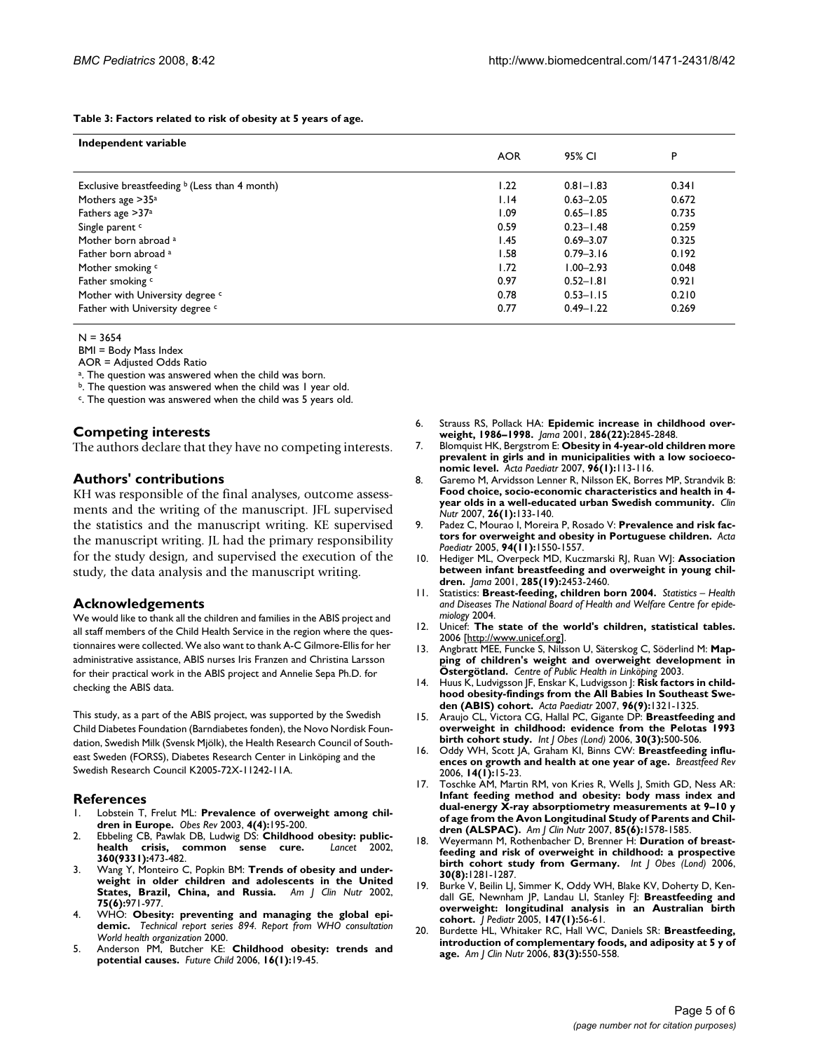**Table 3: Factors related to risk of obesity at 5 years of age.**

| Independent variable | AOR | 95% CI | P |
|---|---|---|---|
| Exclusive breastfeeding [b] (Less than 4 month) | 1.22 | 0.81–1.83 | 0.341 |
| Mothers age >35[a] | 1.14 | 0.63–2.05 | 0.672 |
| Fathers age >37[a] | 1.09 | 0.65–1.85 | 0.735 |
| Single parent [c] | 0.59 | 0.23–1.48 | 0.259 |
| Mother born abroad [a] | 1.45 | 0.69–3.07 | 0.325 |
| Father born abroad [a] | 1.58 | 0.79–3.16 | 0.192 |
| Mother smoking [c] | 1.72 | 1.00–2.93 | 0.048 |
| Father smoking [c] | 0.97 | 0.52–1.81 | 0.921 |
| Mother with University degree [c] | 0.78 | 0.53–1.15 | 0.210 |
| Father with University degree [c] | 0.77 | 0.49–1.22 | 0.269 |

N = 3654

BMI = Body Mass Index

AOR = Adjusted Odds Ratio

[a]. The question was answered when the child was born.

[b]. The question was answered when the child was 1 year old.

[c]. The question was answered when the child was 5 years old.

## Competing interests

The authors declare that they have no competing interests.

## Authors' contributions

KH was responsible of the final analyses, outcome assessments and the writing of the manuscript. JFL supervised the statistics and the manuscript writing. KE supervised the manuscript writing. JL had the primary responsibility for the study design, and supervised the execution of the study, the data analysis and the manuscript writing.

## Acknowledgements

We would like to thank all the children and families in the ABIS project and all staff members of the Child Health Service in the region where the questionnaires were collected. We also want to thank A-C Gilmore-Ellis for her administrative assistance, ABIS nurses Iris Franzen and Christina Larsson for their practical work in the ABIS project and Annelie Sepa Ph.D. for checking the ABIS data.

This study, as a part of the ABIS project, was supported by the Swedish Child Diabetes Foundation (Barndiabetes fonden), the Novo Nordisk Foundation, Swedish Milk (Svensk Mjölk), the Health Research Council of Southeast Sweden (FORSS), Diabetes Research Center in Linköping and the Swedish Research Council K2005-72X-11242-11A.

## References

1. Lobstein T, Frelut ML: **Prevalence of overweight among children in Europe.** *Obes Rev* 2003, **4(4):**195-200.
2. Ebbeling CB, Pawlak DB, Ludwig DS: **Childhood obesity: public-health crisis, common sense cure.** *Lancet* 2002, **360(9331):**473-482.
3. Wang Y, Monteiro C, Popkin BM: **Trends of obesity and underweight in older children and adolescents in the United States, Brazil, China, and Russia.** *Am J Clin Nutr* 2002, **75(6):**971-977.
4. WHO: **Obesity: preventing and managing the global epidemic.** *Technical report series 894. Report from WHO consultation World health organization* 2000.
5. Anderson PM, Butcher KE: **Childhood obesity: trends and potential causes.** *Future Child* 2006, **16(1):**19-45.
6. Strauss RS, Pollack HA: **Epidemic increase in childhood overweight, 1986–1998.** *Jama* 2001, **286(22):**2845-2848.
7. Blomquist HK, Bergstrom E: **Obesity in 4-year-old children more prevalent in girls and in municipalities with a low socioeconomic level.** *Acta Paediatr* 2007, **96(1):**113-116.
8. Garemo M, Arvidsson Lenner R, Nilsson EK, Borres MP, Strandvik B: **Food choice, socio-economic characteristics and health in 4-year olds in a well-educated urban Swedish community.** *Clin Nutr* 2007, **26(1):**133-140.
9. Padez C, Mourao I, Moreira P, Rosado V: **Prevalence and risk factors for overweight and obesity in Portuguese children.** *Acta Paediatr* 2005, **94(11):**1550-1557.
10. Hediger ML, Overpeck MD, Kuczmarski RJ, Ruan WJ: **Association between infant breastfeeding and overweight in young children.** *Jama* 2001, **285(19):**2453-2460.
11. Statistics: **Breast-feeding, children born 2004.** *Statistics – Health and Diseases The National Board of Health and Welfare Centre for epidemiology* 2004.
12. Unicef: **The state of the world's children, statistical tables.** 2006 [http://www.unicef.org].
13. Angbratt MEE, Funcke S, Nilsson U, Säterskog C, Söderlind M: **Mapping of children's weight and overweight development in Östergötland.** *Centre of Public Health in Linköping* 2003.
14. Huus K, Ludvigsson JF, Enskar K, Ludvigsson J: **Risk factors in childhood obesity-findings from the All Babies In Southeast Sweden (ABIS) cohort.** *Acta Paediatr* 2007, **96(9):**1321-1325.
15. Araujo CL, Victora CG, Hallal PC, Gigante DP: **Breastfeeding and overweight in childhood: evidence from the Pelotas 1993 birth cohort study.** *Int J Obes (Lond)* 2006, **30(3):**500-506.
16. Oddy WH, Scott JA, Graham KI, Binns CW: **Breastfeeding influences on growth and health at one year of age.** *Breastfeed Rev* 2006, **14(1):**15-23.
17. Toschke AM, Martin RM, von Kries R, Wells J, Smith GD, Ness AR: **Infant feeding method and obesity: body mass index and dual-energy X-ray absorptiometry measurements at 9–10 y of age from the Avon Longitudinal Study of Parents and Children (ALSPAC).** *Am J Clin Nutr* 2007, **85(6):**1578-1585.
18. Weyermann M, Rothenbacher D, Brenner H: **Duration of breastfeeding and risk of overweight in childhood: a prospective birth cohort study from Germany.** *Int J Obes (Lond)* 2006, **30(8):**1281-1287.
19. Burke V, Beilin LJ, Simmer K, Oddy WH, Blake KV, Doherty D, Kendall GE, Newnham JP, Landau LI, Stanley FJ: **Breastfeeding and overweight: longitudinal analysis in an Australian birth cohort.** *J Pediatr* 2005, **147(1):**56-61.
20. Burdette HL, Whitaker RC, Hall WC, Daniels SR: **Breastfeeding, introduction of complementary foods, and adiposity at 5 y of age.** *Am J Clin Nutr* 2006, **83(3):**550-558.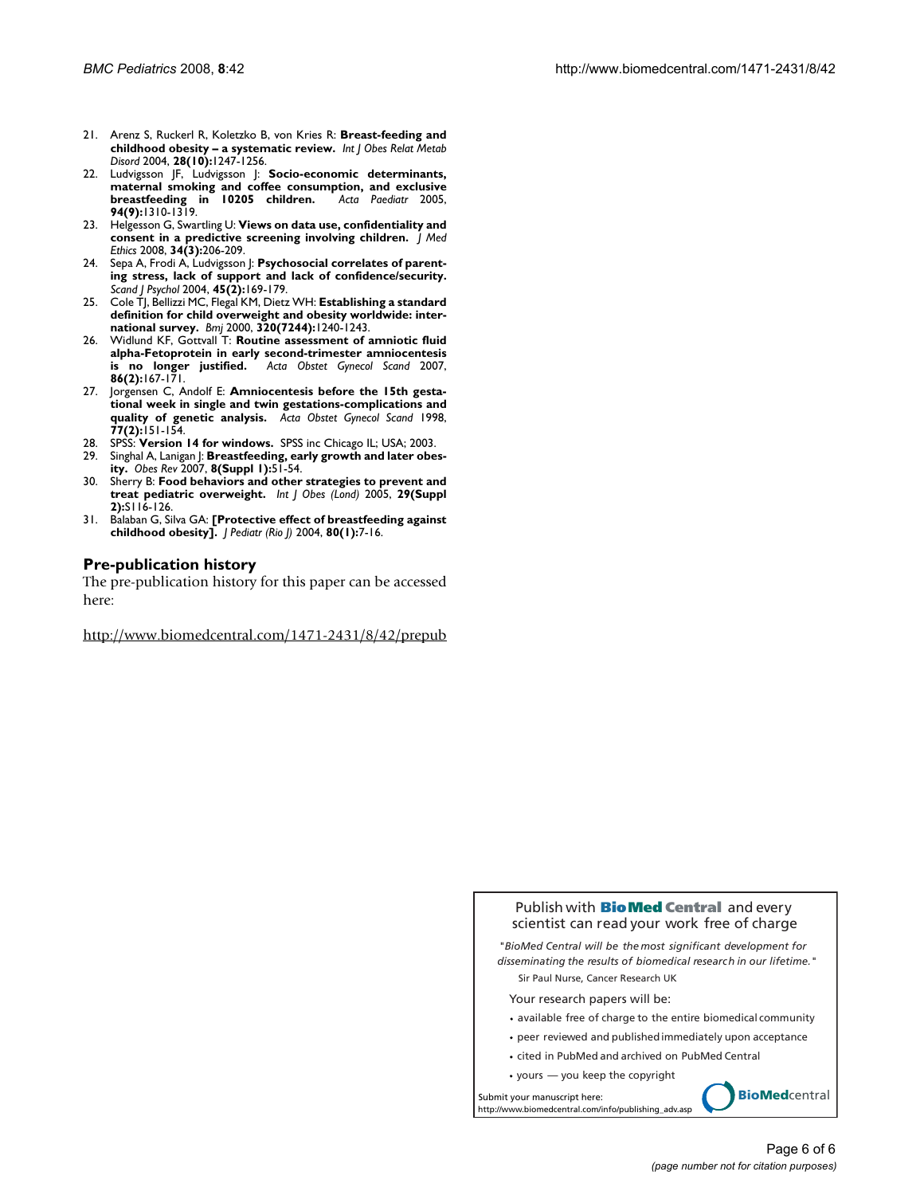21. Arenz S, Ruckerl R, Koletzko B, von Kries R: **Breast-feeding and childhood obesity – a systematic review.** *Int J Obes Relat Metab Disord* 2004, **28(10):**1247-1256.
22. Ludvigsson JF, Ludvigsson J: **Socio-economic determinants, maternal smoking and coffee consumption, and exclusive breastfeeding in 10205 children.** *Acta Paediatr* 2005, **94(9):**1310-1319.
23. Helgesson G, Swartling U: **Views on data use, confidentiality and consent in a predictive screening involving children.** *J Med Ethics* 2008, **34(3):**206-209.
24. Sepa A, Frodi A, Ludvigsson J: **Psychosocial correlates of parenting stress, lack of support and lack of confidence/security.** *Scand J Psychol* 2004, **45(2):**169-179.
25. Cole TJ, Bellizzi MC, Flegal KM, Dietz WH: **Establishing a standard definition for child overweight and obesity worldwide: international survey.** *Bmj* 2000, **320(7244):**1240-1243.
26. Widlund KF, Gottvall T: **Routine assessment of amniotic fluid alpha-Fetoprotein in early second-trimester amniocentesis is no longer justified.** *Acta Obstet Gynecol Scand* 2007, **86(2):**167-171.
27. Jorgensen C, Andolf E: **Amniocentesis before the 15th gestational week in single and twin gestations-complications and quality of genetic analysis.** *Acta Obstet Gynecol Scand* 1998, **77(2):**151-154.
28. SPSS: **Version 14 for windows.** SPSS inc Chicago IL; USA; 2003.
29. Singhal A, Lanigan J: **Breastfeeding, early growth and later obesity.** *Obes Rev* 2007, **8(Suppl 1):**51-54.
30. Sherry B: **Food behaviors and other strategies to prevent and treat pediatric overweight.** *Int J Obes (Lond)* 2005, **29(Suppl 2):**S116-126.
31. Balaban G, Silva GA: **[Protective effect of breastfeeding against childhood obesity].** *J Pediatr (Rio J)* 2004, **80(1):**7-16.

## Pre-publication history

The pre-publication history for this paper can be accessed here:

http://www.biomedcentral.com/1471-2431/8/42/prepub

Publish with **BioMed Central** and every scientist can read your work free of charge

*"BioMed Central will be the most significant development for disseminating the results of biomedical research in our lifetime."*

Sir Paul Nurse, Cancer Research UK

Your research papers will be:

- available free of charge to the entire biomedical community
- peer reviewed and published immediately upon acceptance
- cited in PubMed and archived on PubMed Central
- yours — you keep the copyright

Submit your manuscript here:
http://www.biomedcentral.com/info/publishing_adv.asp

**BioMed**central